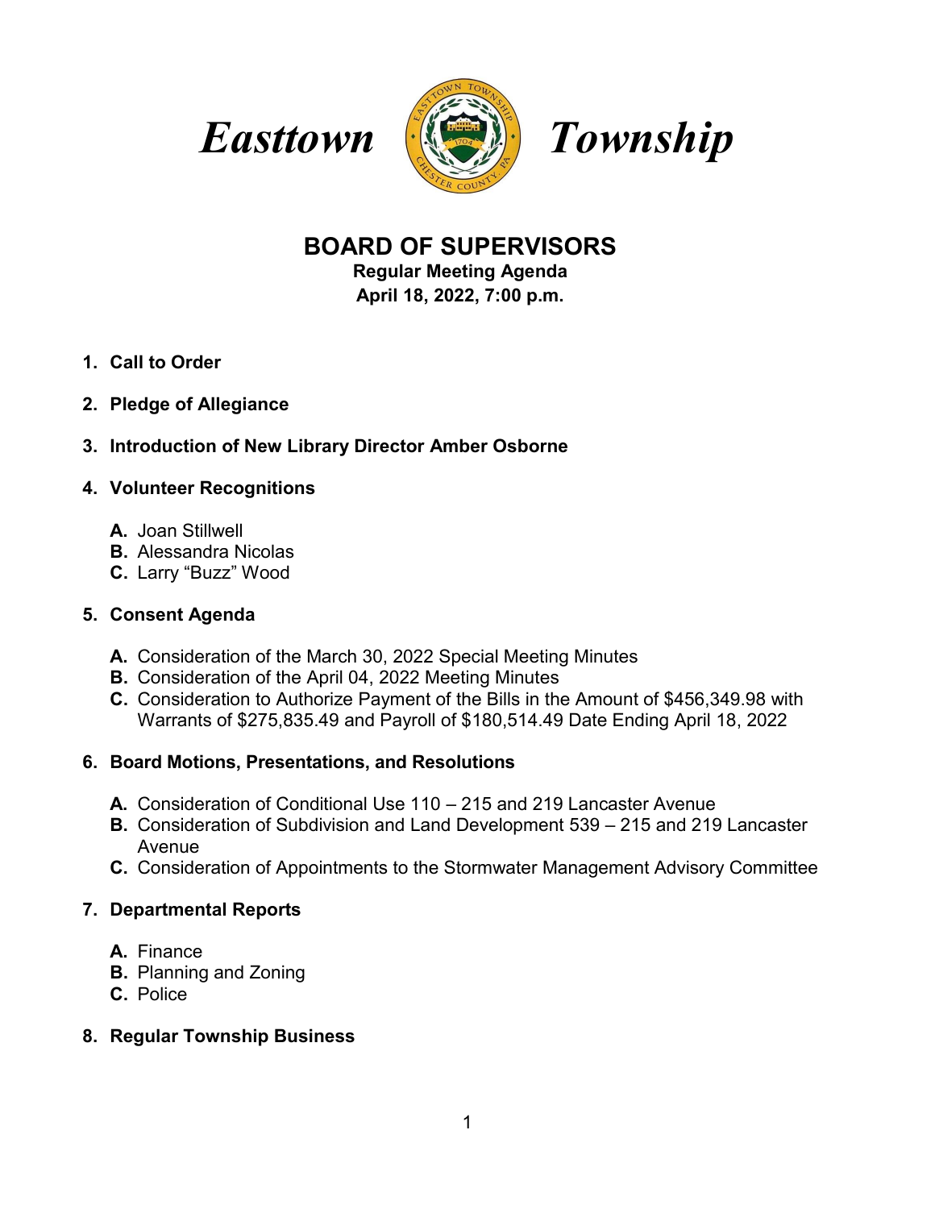# *Easttown Township*

## BOARD OF SUPERVISORS

**Regular Meeting Agenda**
**April 18, 2022, 7:00 p.m.**

1. **Call to Order**

2. **Pledge of Allegiance**

3. **Introduction of New Library Director Amber Osborne**

4. **Volunteer Recognitions**

   **A.** Joan Stillwell
   **B.** Alessandra Nicolas
   **C.** Larry "Buzz" Wood

5. **Consent Agenda**

   **A.** Consideration of the March 30, 2022 Special Meeting Minutes
   **B.** Consideration of the April 04, 2022 Meeting Minutes
   **C.** Consideration to Authorize Payment of the Bills in the Amount of $456,349.98 with Warrants of $275,835.49 and Payroll of $180,514.49 Date Ending April 18, 2022

6. **Board Motions, Presentations, and Resolutions**

   **A.** Consideration of Conditional Use 110 – 215 and 219 Lancaster Avenue
   **B.** Consideration of Subdivision and Land Development 539 – 215 and 219 Lancaster Avenue
   **C.** Consideration of Appointments to the Stormwater Management Advisory Committee

7. **Departmental Reports**

   **A.** Finance
   **B.** Planning and Zoning
   **C.** Police

8. **Regular Township Business**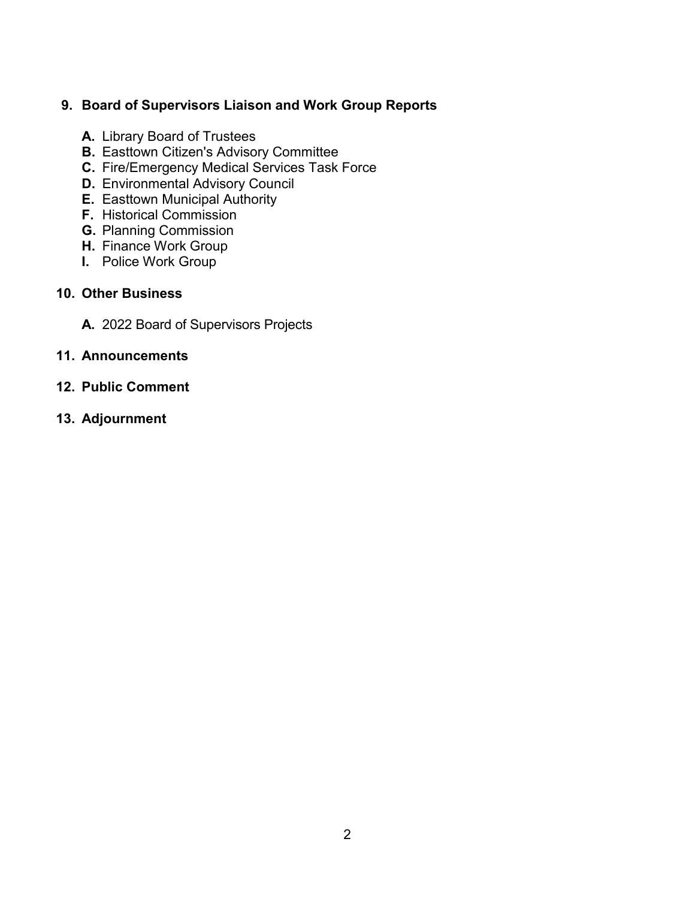**9. Board of Supervisors Liaison and Work Group Reports**

- **A.** Library Board of Trustees
- **B.** Easttown Citizen's Advisory Committee
- **C.** Fire/Emergency Medical Services Task Force
- **D.** Environmental Advisory Council
- **E.** Easttown Municipal Authority
- **F.** Historical Commission
- **G.** Planning Commission
- **H.** Finance Work Group
- **I.** Police Work Group

**10. Other Business**

- **A.** 2022 Board of Supervisors Projects

**11. Announcements**

**12. Public Comment**

**13. Adjournment**